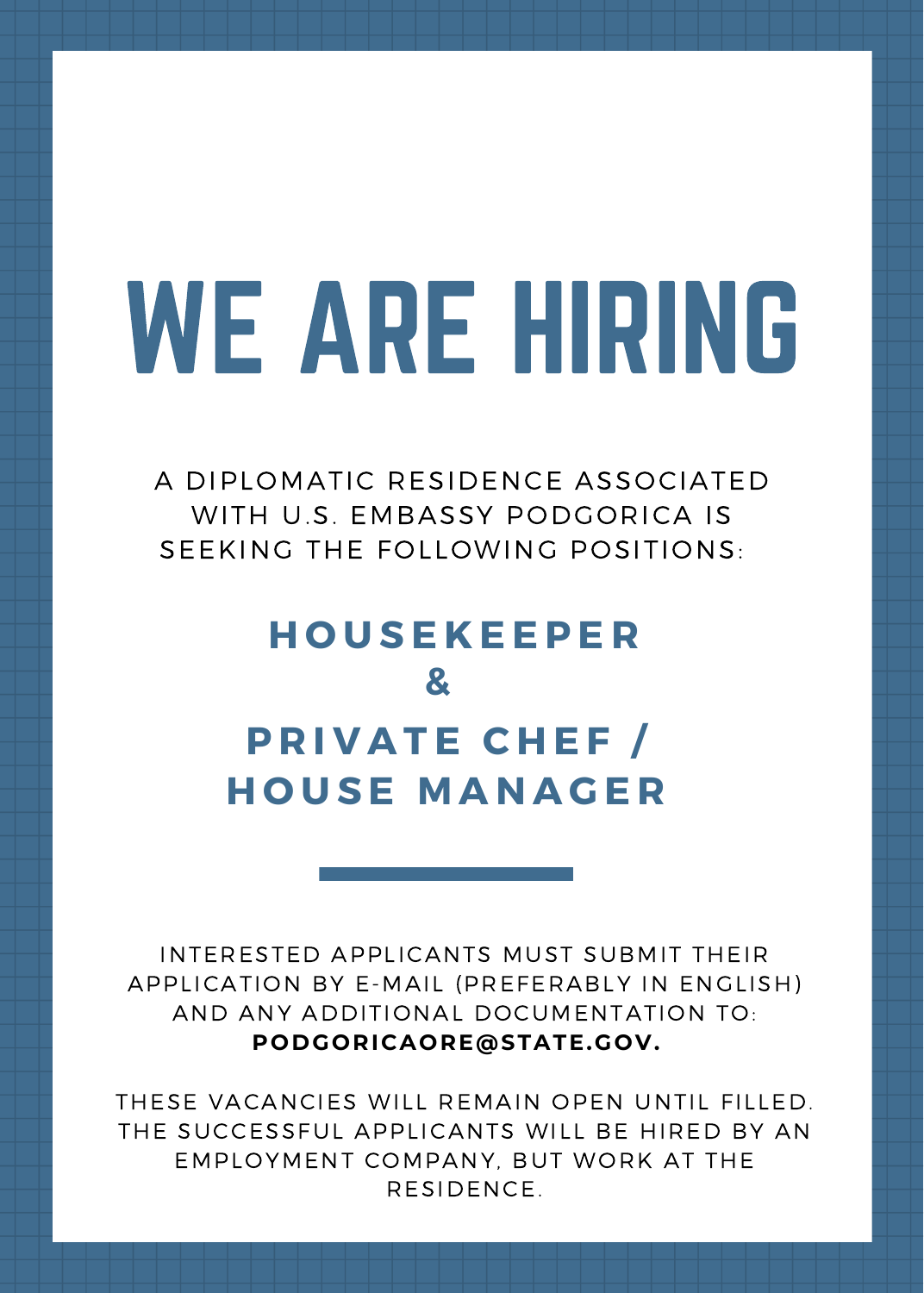# WE ARE HIRING

A DIPLOMATIC RESIDENCE ASSOCIATED WITH U.S. EMBASSY PODGORICA IS SEEKING THE FOLLOWING POSITIONS:

## HOUSEKEEPER
## &
## PRIVATE CHEF / HOUSE MANAGER

---

INTERESTED APPLICANTS MUST SUBMIT THEIR APPLICATION BY E-MAIL (PREFERABLY IN ENGLISH) AND ANY ADDITIONAL DOCUMENTATION TO: **PODGORICAORE@STATE.GOV.**

THESE VACANCIES WILL REMAIN OPEN UNTIL FILLED. THE SUCCESSFUL APPLICANTS WILL BE HIRED BY AN EMPLOYMENT COMPANY, BUT WORK AT THE RESIDENCE.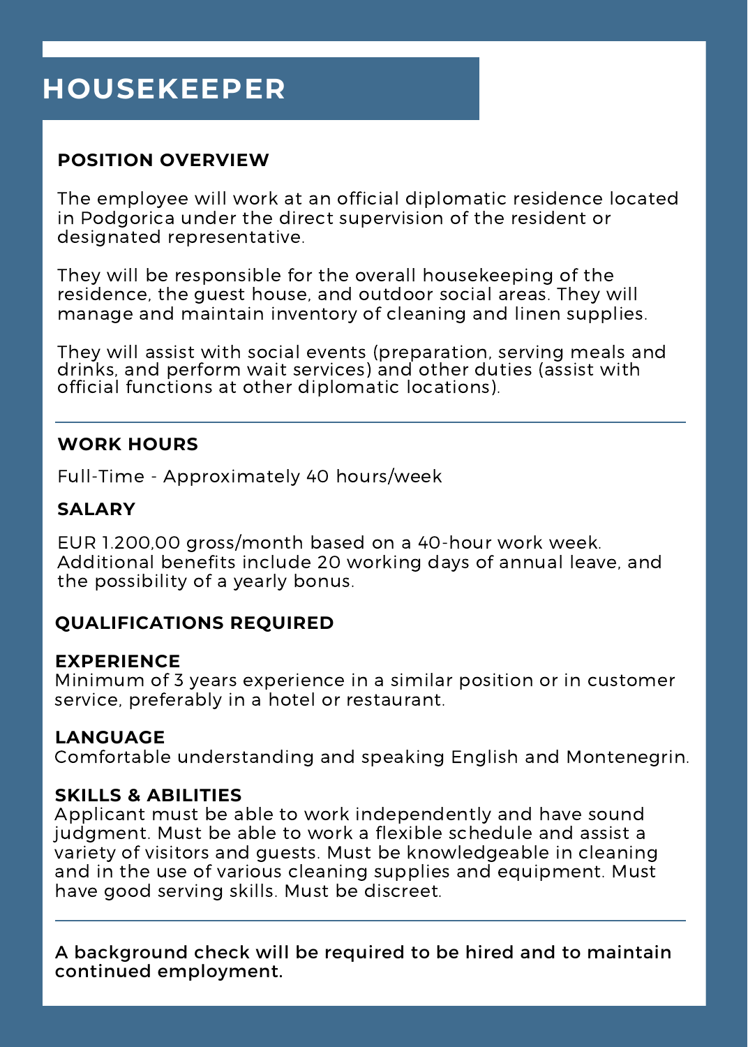# HOUSEKEEPER

## POSITION OVERVIEW

The employee will work at an official diplomatic residence located in Podgorica under the direct supervision of the resident or designated representative.

They will be responsible for the overall housekeeping of the residence, the guest house, and outdoor social areas. They will manage and maintain inventory of cleaning and linen supplies.

They will assist with social events (preparation, serving meals and drinks, and perform wait services) and other duties (assist with official functions at other diplomatic locations).

---

## WORK HOURS

Full-Time - Approximately 40 hours/week

## SALARY

EUR 1.200,00 gross/month based on a 40-hour work week. Additional benefits include 20 working days of annual leave, and the possibility of a yearly bonus.

## QUALIFICATIONS REQUIRED

### EXPERIENCE

Minimum of 3 years experience in a similar position or in customer service, preferably in a hotel or restaurant.

### LANGUAGE

Comfortable understanding and speaking English and Montenegrin.

### SKILLS & ABILITIES

Applicant must be able to work independently and have sound judgment. Must be able to work a flexible schedule and assist a variety of visitors and guests. Must be knowledgeable in cleaning and in the use of various cleaning supplies and equipment. Must have good serving skills. Must be discreet.

---

**A background check will be required to be hired and to maintain continued employment.**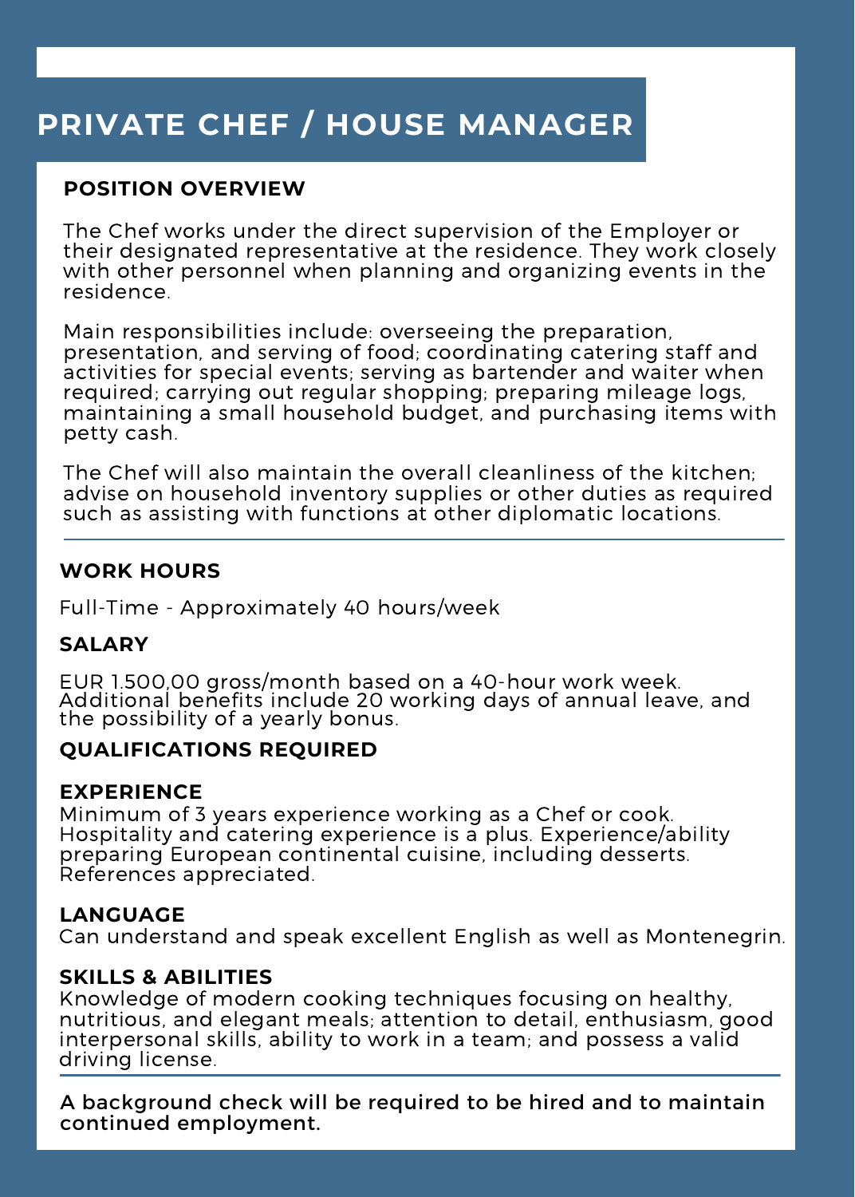# PRIVATE CHEF / HOUSE MANAGER

## POSITION OVERVIEW

The Chef works under the direct supervision of the Employer or their designated representative at the residence. They work closely with other personnel when planning and organizing events in the residence.

Main responsibilities include: overseeing the preparation, presentation, and serving of food; coordinating catering staff and activities for special events; serving as bartender and waiter when required; carrying out regular shopping; preparing mileage logs, maintaining a small household budget, and purchasing items with petty cash.

The Chef will also maintain the overall cleanliness of the kitchen; advise on household inventory supplies or other duties as required such as assisting with functions at other diplomatic locations.

---

## WORK HOURS

Full-Time - Approximately 40 hours/week

## SALARY

EUR 1.500,00 gross/month based on a 40-hour work week. Additional benefits include 20 working days of annual leave, and the possibility of a yearly bonus.

## QUALIFICATIONS REQUIRED

### EXPERIENCE

Minimum of 3 years experience working as a Chef or cook. Hospitality and catering experience is a plus. Experience/ability preparing European continental cuisine, including desserts. References appreciated.

### LANGUAGE

Can understand and speak excellent English as well as Montenegrin.

### SKILLS & ABILITIES

Knowledge of modern cooking techniques focusing on healthy, nutritious, and elegant meals; attention to detail, enthusiasm, good interpersonal skills, ability to work in a team; and possess a valid driving license.

---

**A background check will be required to be hired and to maintain continued employment.**